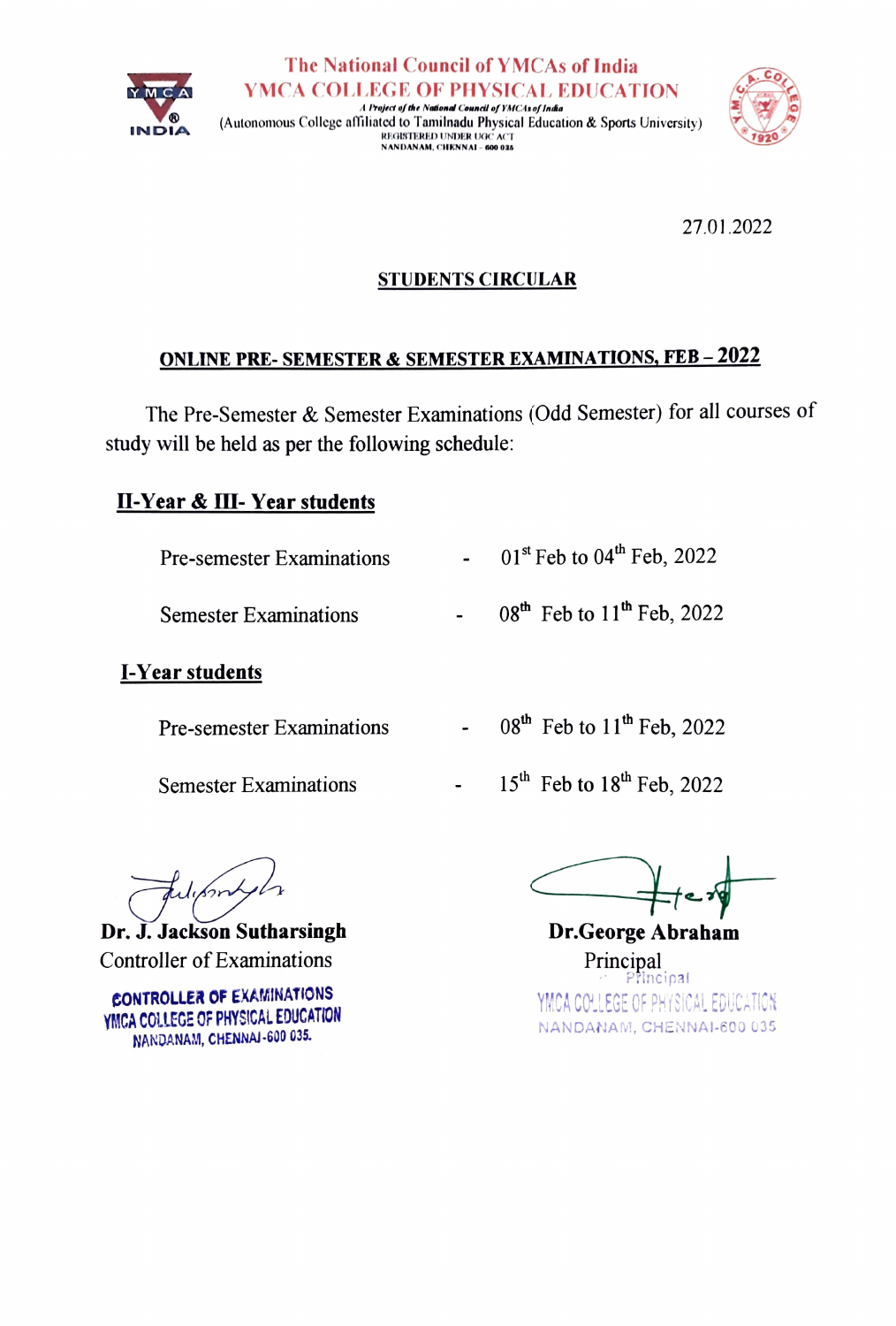The National Council of YMCAs of India

# YMCA COLLEGE OF PHYSICAL EDUCATION

*A Project of the National Council of YMCAs of India*

(Autonomous College affiliated to Tamilnadu Physical Education & Sports University)

REGISTERED UNDER UGC ACT

NANDANAM, CHENNAI - 600 035

27.01.2022

## STUDENTS CIRCULAR

## ONLINE PRE- SEMESTER & SEMESTER EXAMINATIONS, FEB – 2022

The Pre-Semester & Semester Examinations (Odd Semester) for all courses of study will be held as per the following schedule:

### II-Year & III- Year students

| | | |
|---|---|---|
| Pre-semester Examinations | - | 01st Feb to 04th Feb, 2022 |
| Semester Examinations | - | 08th Feb to 11th Feb, 2022 |

### I-Year students

| | | |
|---|---|---|
| Pre-semester Examinations | - | 08th Feb to 11th Feb, 2022 |
| Semester Examinations | - | 15th Feb to 18th Feb, 2022 |

**Dr. J. Jackson Sutharsingh**
Controller of Examinations

CONTROLLER OF EXAMINATIONS
YMCA COLLEGE OF PHYSICAL EDUCATION
NANDANAM, CHENNAI-600 035.

**Dr.George Abraham**
Principal

Principal
YMCA COLLEGE OF PHYSICAL EDUCATION
NANDANAM, CHENNAI-600 035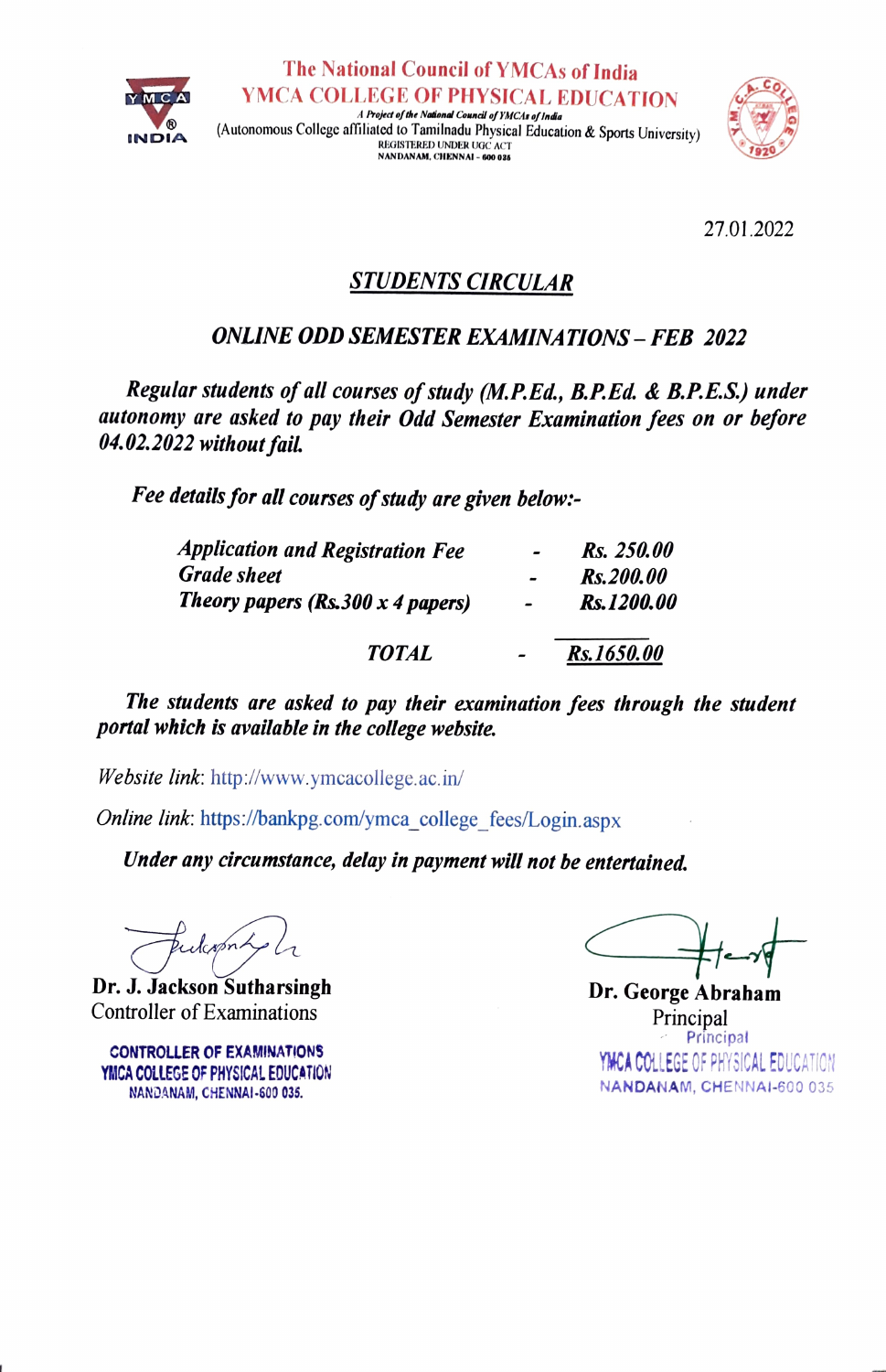The National Council of YMCAs of India

# YMCA COLLEGE OF PHYSICAL EDUCATION

*A Project of the National Council of YMCAs of India*

(Autonomous College affiliated to Tamilnadu Physical Education & Sports University)

REGISTERED UNDER UGC ACT

NANDANAM, CHENNAI - 600 035

27.01.2022

## ***STUDENTS CIRCULAR***

### ***ONLINE ODD SEMESTER EXAMINATIONS – FEB 2022***

***Regular students of all courses of study (M.P.Ed., B.P.Ed. & B.P.E.S.) under autonomy are asked to pay their Odd Semester Examination fees on or before 04.02.2022 without fail.***

***Fee details for all courses of study are given below:-***

| | | |
|---|---|---|
| *Application and Registration Fee* | - | *Rs. 250.00* |
| *Grade sheet* | - | *Rs.200.00* |
| *Theory papers (Rs.300 x 4 papers)* | - | *Rs.1200.00* |
| ***TOTAL*** | - | ***Rs.1650.00*** |

***The students are asked to pay their examination fees through the student portal which is available in the college website.***

*Website link*: http://www.ymcacollege.ac.in/

*Online link*: https://bankpg.com/ymca_college_fees/Login.aspx

***Under any circumstance, delay in payment will not be entertained.***

**Dr. J. Jackson Sutharsingh**
Controller of Examinations

CONTROLLER OF EXAMINATIONS
YMCA COLLEGE OF PHYSICAL EDUCATION
NANDANAM, CHENNAI-600 035.

**Dr. George Abraham**
Principal

Principal
YMCA COLLEGE OF PHYSICAL EDUCATION
NANDANAM, CHENNAI-600 035